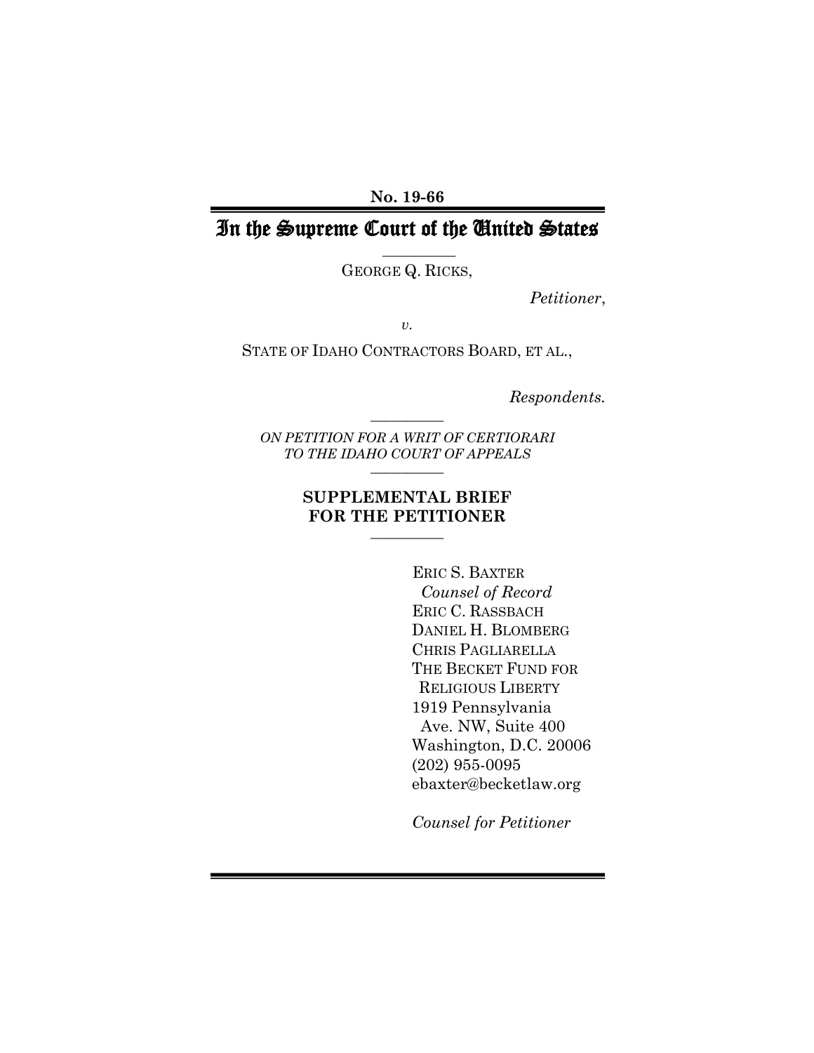**No. 19-66**

# In the Supreme Court of the United States

---

GEORGE Q. RICKS,

*Petitioner*,

*v.*

STATE OF IDAHO CONTRACTORS BOARD, ET AL.,

*Respondents.*

---

*ON PETITION FOR A WRIT OF CERTIORARI TO THE IDAHO COURT OF APPEALS*

---

## SUPPLEMENTAL BRIEF FOR THE PETITIONER

---

ERIC S. BAXTER
*Counsel of Record*
ERIC C. RASSBACH
DANIEL H. BLOMBERG
CHRIS PAGLIARELLA
THE BECKET FUND FOR RELIGIOUS LIBERTY
1919 Pennsylvania Ave. NW, Suite 400
Washington, D.C. 20006
(202) 955-0095
ebaxter@becketlaw.org

*Counsel for Petitioner*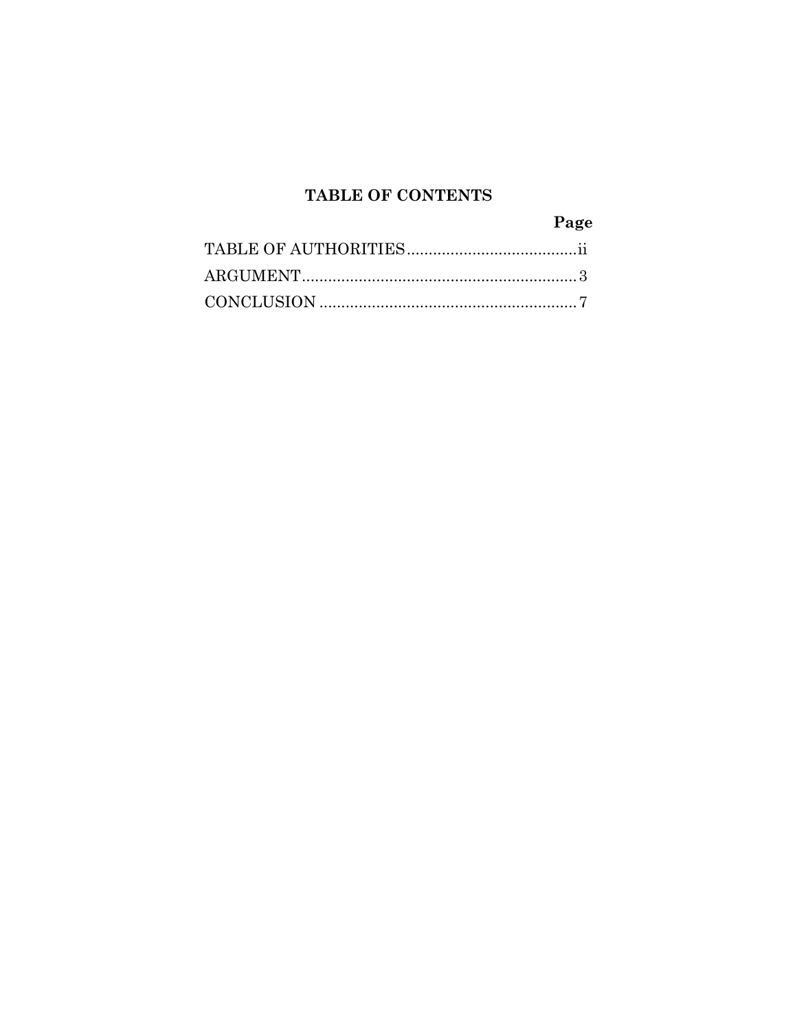# TABLE OF CONTENTS

| | Page |
|---|---|
| TABLE OF AUTHORITIES | ii |
| ARGUMENT | 3 |
| CONCLUSION | 7 |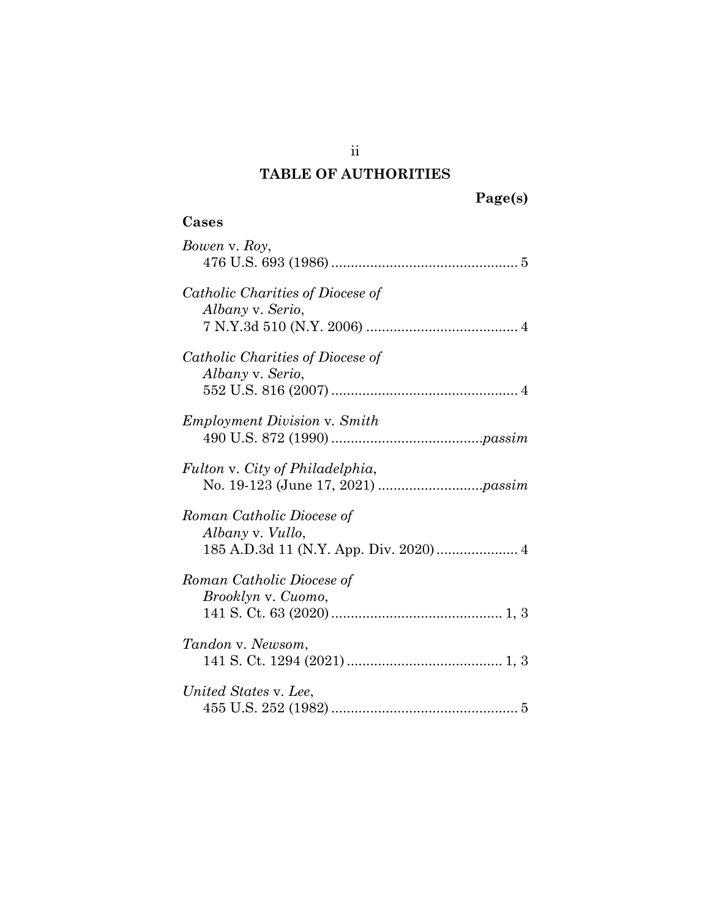## TABLE OF AUTHORITIES

**Page(s)**

**Cases**

*Bowen* v. *Roy*,
476 U.S. 693 (1986) ................................................ 5

*Catholic Charities of Diocese of Albany* v. *Serio*,
7 N.Y.3d 510 (N.Y. 2006) ....................................... 4

*Catholic Charities of Diocese of Albany* v. *Serio*,
552 U.S. 816 (2007) ................................................ 4

*Employment Division* v. *Smith*
490 U.S. 872 (1990) .......................................*passim*

*Fulton* v. *City of Philadelphia*,
No. 19-123 (June 17, 2021) ...........................*passim*

*Roman Catholic Diocese of Albany* v. *Vullo*,
185 A.D.3d 11 (N.Y. App. Div. 2020) ..................... 4

*Roman Catholic Diocese of Brooklyn* v. *Cuomo*,
141 S. Ct. 63 (2020) ............................................ 1, 3

*Tandon* v. *Newsom*,
141 S. Ct. 1294 (2021) ........................................ 1, 3

*United States* v. *Lee*,
455 U.S. 252 (1982) ................................................ 5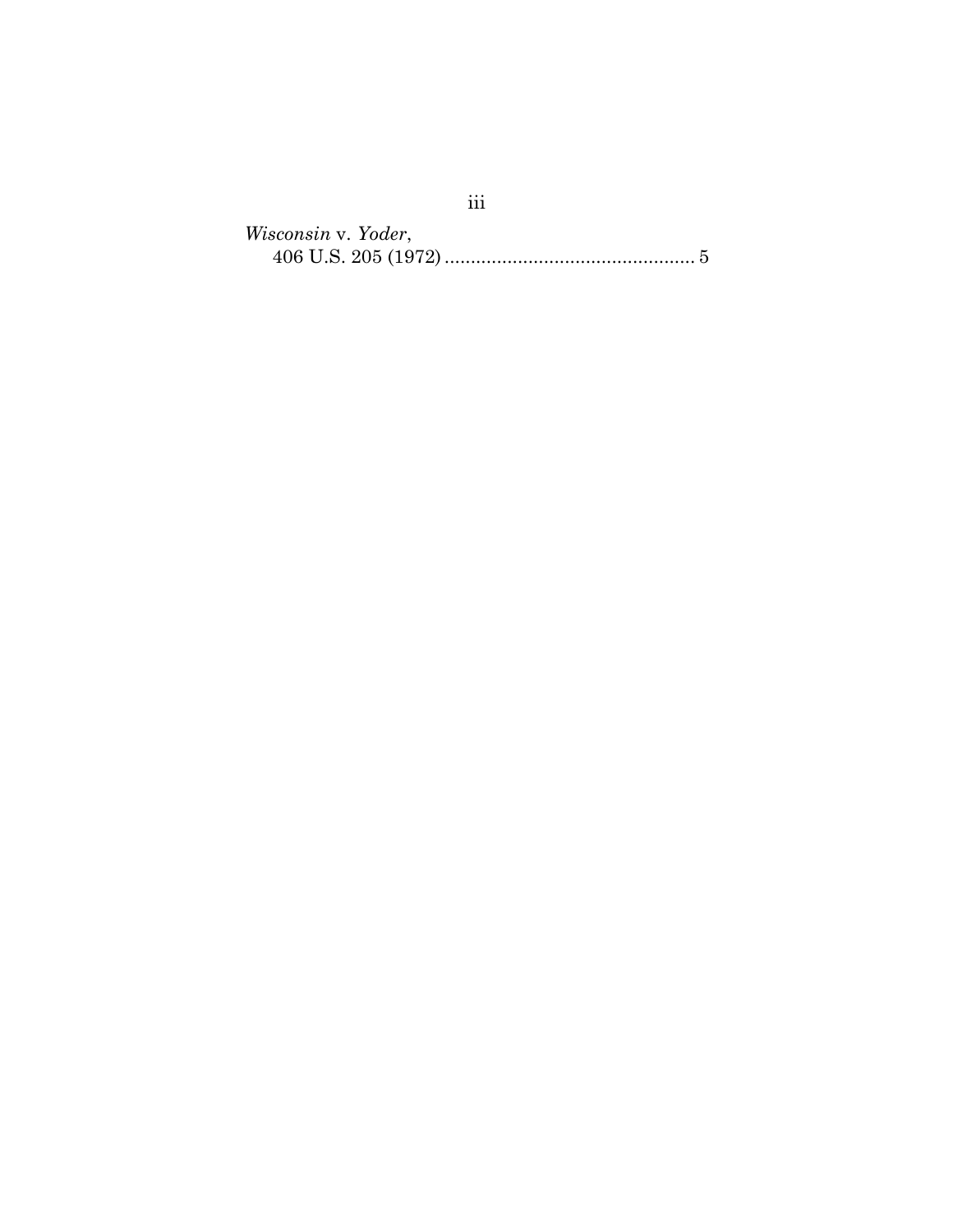*Wisconsin* v. *Yoder*,
406 U.S. 205 (1972) ................................................ 5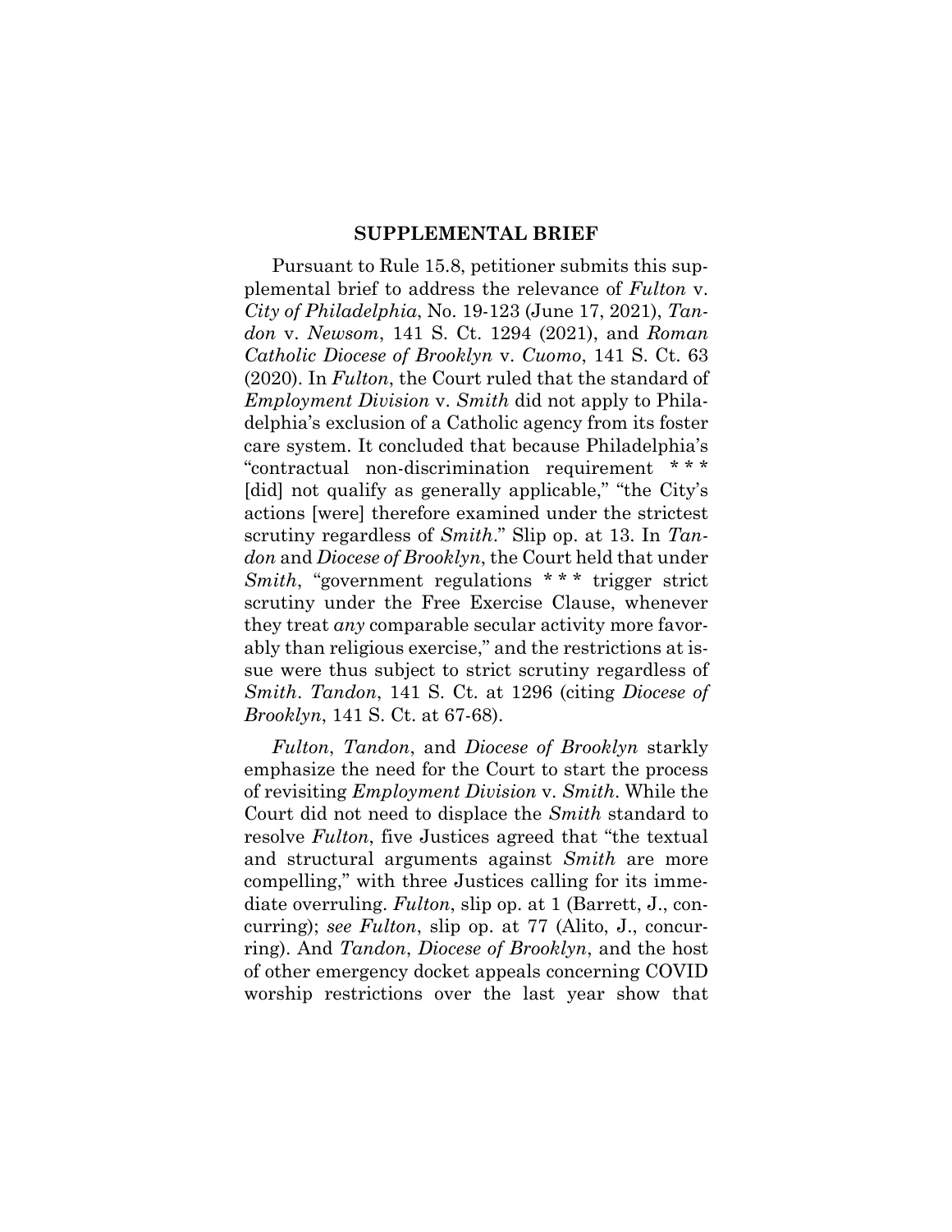## SUPPLEMENTAL BRIEF

Pursuant to Rule 15.8, petitioner submits this supplemental brief to address the relevance of *Fulton* v. *City of Philadelphia*, No. 19-123 (June 17, 2021), *Tandon* v. *Newsom*, 141 S. Ct. 1294 (2021), and *Roman Catholic Diocese of Brooklyn* v. *Cuomo*, 141 S. Ct. 63 (2020). In *Fulton*, the Court ruled that the standard of *Employment Division* v. *Smith* did not apply to Philadelphia's exclusion of a Catholic agency from its foster care system. It concluded that because Philadelphia's "contractual non-discrimination requirement * * * [did] not qualify as generally applicable," "the City's actions [were] therefore examined under the strictest scrutiny regardless of *Smith*." Slip op. at 13. In *Tandon* and *Diocese of Brooklyn*, the Court held that under *Smith*, "government regulations * * * trigger strict scrutiny under the Free Exercise Clause, whenever they treat *any* comparable secular activity more favorably than religious exercise," and the restrictions at issue were thus subject to strict scrutiny regardless of *Smith*. *Tandon*, 141 S. Ct. at 1296 (citing *Diocese of Brooklyn*, 141 S. Ct. at 67-68).

*Fulton*, *Tandon*, and *Diocese of Brooklyn* starkly emphasize the need for the Court to start the process of revisiting *Employment Division* v. *Smith*. While the Court did not need to displace the *Smith* standard to resolve *Fulton*, five Justices agreed that "the textual and structural arguments against *Smith* are more compelling," with three Justices calling for its immediate overruling. *Fulton*, slip op. at 1 (Barrett, J., concurring); *see Fulton*, slip op. at 77 (Alito, J., concurring). And *Tandon*, *Diocese of Brooklyn*, and the host of other emergency docket appeals concerning COVID worship restrictions over the last year show that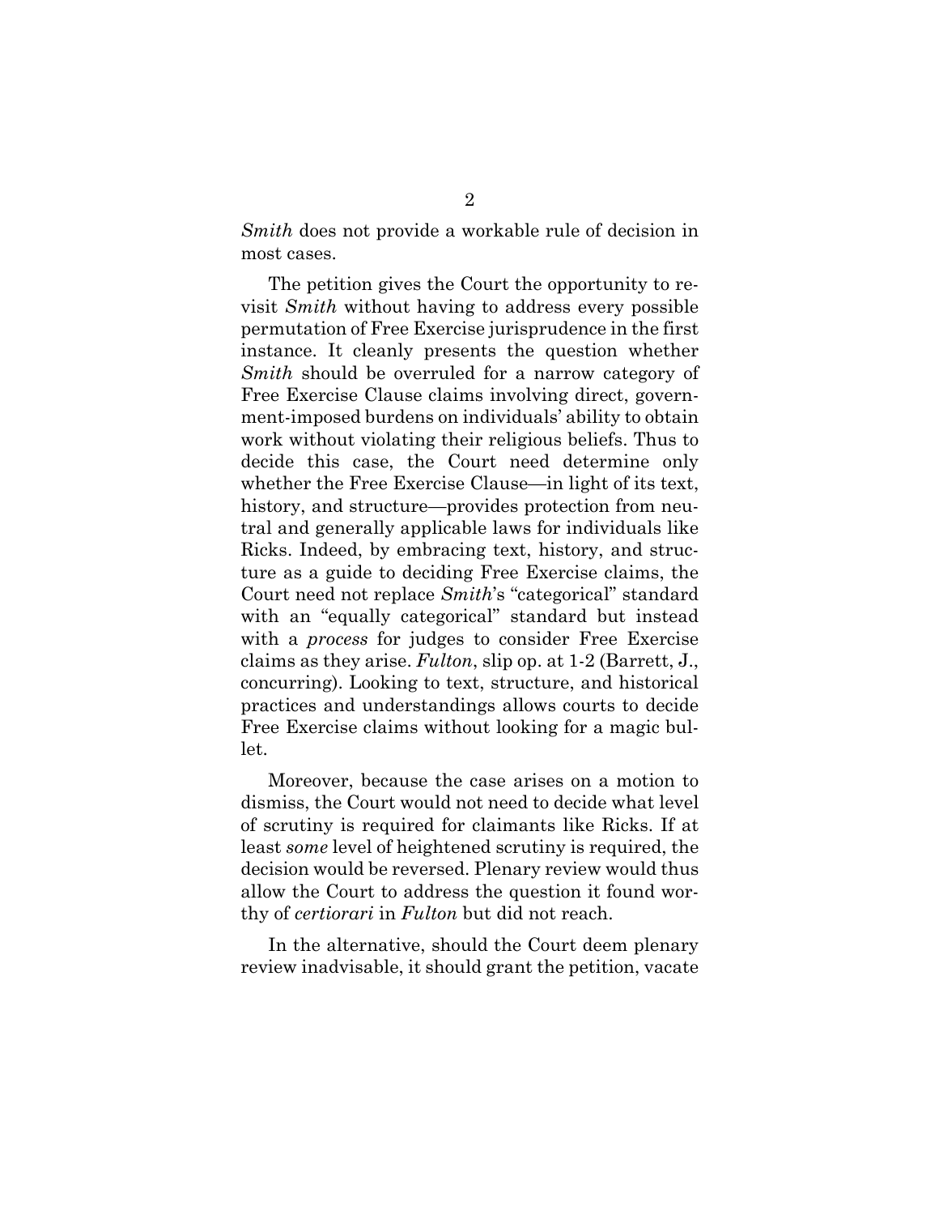*Smith* does not provide a workable rule of decision in most cases.

The petition gives the Court the opportunity to revisit *Smith* without having to address every possible permutation of Free Exercise jurisprudence in the first instance. It cleanly presents the question whether *Smith* should be overruled for a narrow category of Free Exercise Clause claims involving direct, government-imposed burdens on individuals' ability to obtain work without violating their religious beliefs. Thus to decide this case, the Court need determine only whether the Free Exercise Clause—in light of its text, history, and structure—provides protection from neutral and generally applicable laws for individuals like Ricks. Indeed, by embracing text, history, and structure as a guide to deciding Free Exercise claims, the Court need not replace *Smith*'s "categorical" standard with an "equally categorical" standard but instead with a *process* for judges to consider Free Exercise claims as they arise. *Fulton*, slip op. at 1-2 (Barrett, J., concurring). Looking to text, structure, and historical practices and understandings allows courts to decide Free Exercise claims without looking for a magic bullet.

Moreover, because the case arises on a motion to dismiss, the Court would not need to decide what level of scrutiny is required for claimants like Ricks. If at least *some* level of heightened scrutiny is required, the decision would be reversed. Plenary review would thus allow the Court to address the question it found worthy of *certiorari* in *Fulton* but did not reach.

In the alternative, should the Court deem plenary review inadvisable, it should grant the petition, vacate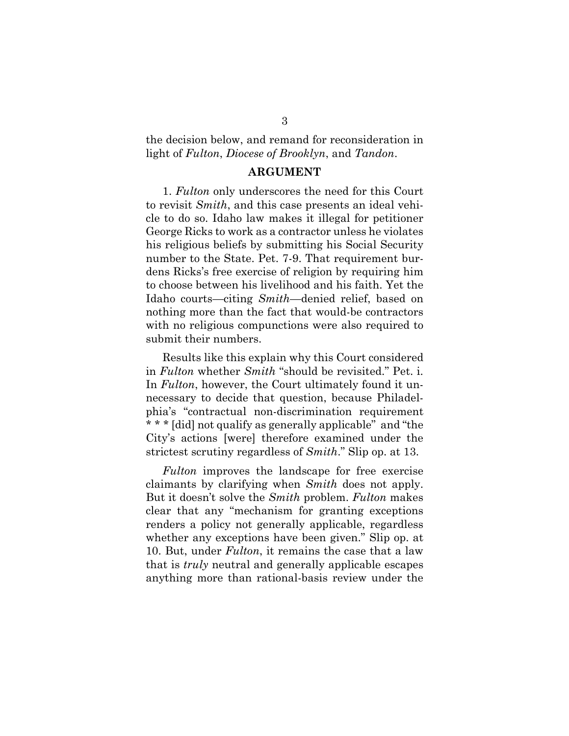the decision below, and remand for reconsideration in light of *Fulton*, *Diocese of Brooklyn*, and *Tandon*.

## ARGUMENT

1. *Fulton* only underscores the need for this Court to revisit *Smith*, and this case presents an ideal vehicle to do so. Idaho law makes it illegal for petitioner George Ricks to work as a contractor unless he violates his religious beliefs by submitting his Social Security number to the State. Pet. 7-9. That requirement burdens Ricks's free exercise of religion by requiring him to choose between his livelihood and his faith. Yet the Idaho courts—citing *Smith*—denied relief, based on nothing more than the fact that would-be contractors with no religious compunctions were also required to submit their numbers.

Results like this explain why this Court considered in *Fulton* whether *Smith* "should be revisited." Pet. i. In *Fulton*, however, the Court ultimately found it unnecessary to decide that question, because Philadelphia's "contractual non-discrimination requirement * * * [did] not qualify as generally applicable" and "the City's actions [were] therefore examined under the strictest scrutiny regardless of *Smith*." Slip op. at 13.

*Fulton* improves the landscape for free exercise claimants by clarifying when *Smith* does not apply. But it doesn't solve the *Smith* problem. *Fulton* makes clear that any "mechanism for granting exceptions renders a policy not generally applicable, regardless whether any exceptions have been given." Slip op. at 10. But, under *Fulton*, it remains the case that a law that is *truly* neutral and generally applicable escapes anything more than rational-basis review under the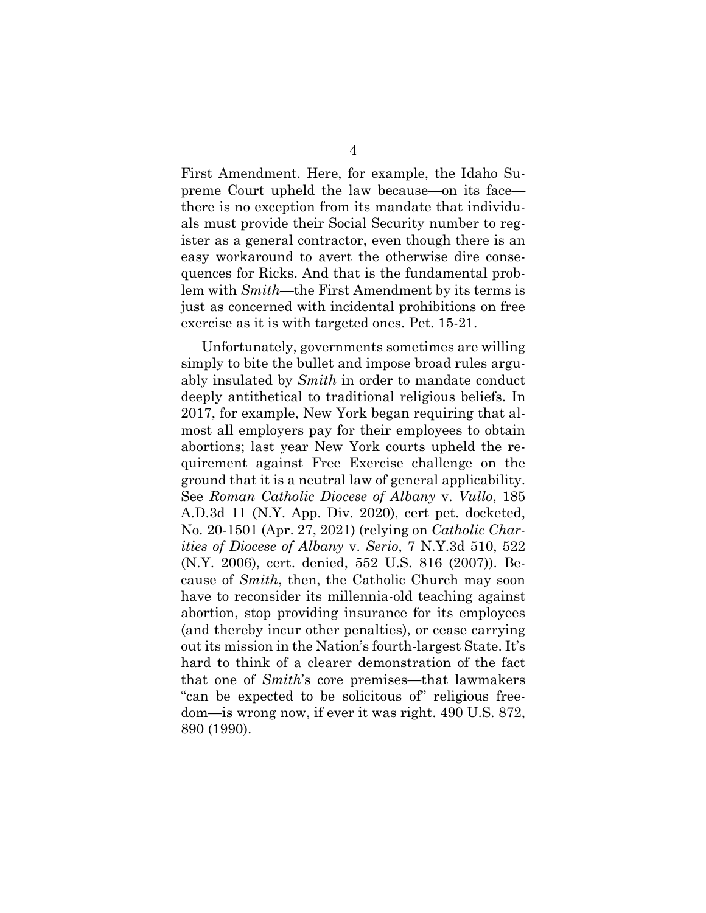First Amendment. Here, for example, the Idaho Supreme Court upheld the law because—on its face—there is no exception from its mandate that individuals must provide their Social Security number to register as a general contractor, even though there is an easy workaround to avert the otherwise dire consequences for Ricks. And that is the fundamental problem with *Smith*—the First Amendment by its terms is just as concerned with incidental prohibitions on free exercise as it is with targeted ones. Pet. 15-21.

Unfortunately, governments sometimes are willing simply to bite the bullet and impose broad rules arguably insulated by *Smith* in order to mandate conduct deeply antithetical to traditional religious beliefs. In 2017, for example, New York began requiring that almost all employers pay for their employees to obtain abortions; last year New York courts upheld the requirement against Free Exercise challenge on the ground that it is a neutral law of general applicability. See *Roman Catholic Diocese of Albany* v. *Vullo*, 185 A.D.3d 11 (N.Y. App. Div. 2020), cert pet. docketed, No. 20-1501 (Apr. 27, 2021) (relying on *Catholic Charities of Diocese of Albany* v. *Serio*, 7 N.Y.3d 510, 522 (N.Y. 2006), cert. denied, 552 U.S. 816 (2007)). Because of *Smith*, then, the Catholic Church may soon have to reconsider its millennia-old teaching against abortion, stop providing insurance for its employees (and thereby incur other penalties), or cease carrying out its mission in the Nation's fourth-largest State. It's hard to think of a clearer demonstration of the fact that one of *Smith*'s core premises—that lawmakers "can be expected to be solicitous of" religious freedom—is wrong now, if ever it was right. 490 U.S. 872, 890 (1990).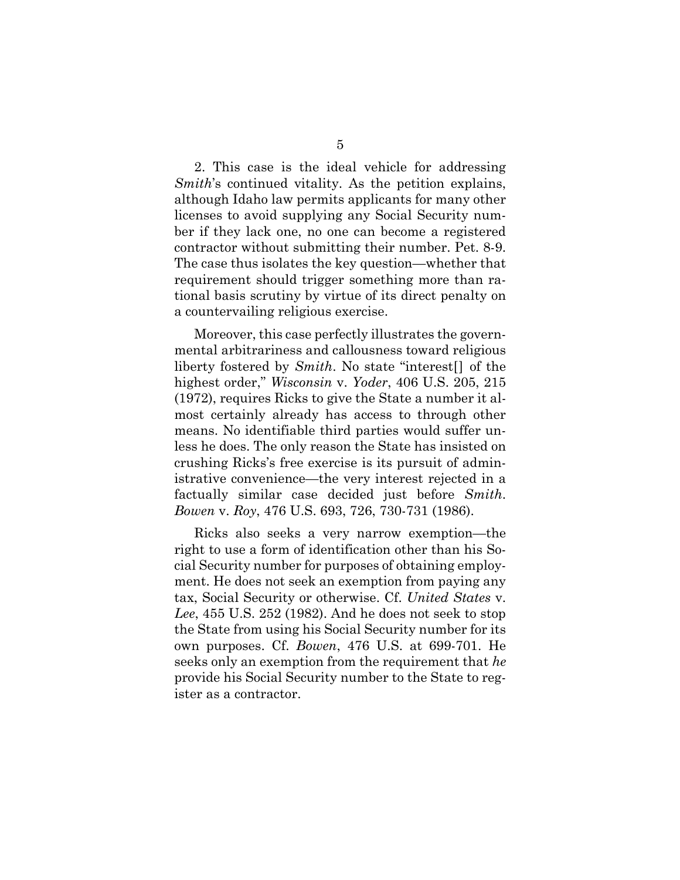2. This case is the ideal vehicle for addressing *Smith*'s continued vitality. As the petition explains, although Idaho law permits applicants for many other licenses to avoid supplying any Social Security number if they lack one, no one can become a registered contractor without submitting their number. Pet. 8-9. The case thus isolates the key question—whether that requirement should trigger something more than rational basis scrutiny by virtue of its direct penalty on a countervailing religious exercise.

Moreover, this case perfectly illustrates the governmental arbitrariness and callousness toward religious liberty fostered by *Smith*. No state "interest[] of the highest order," *Wisconsin* v. *Yoder*, 406 U.S. 205, 215 (1972), requires Ricks to give the State a number it almost certainly already has access to through other means. No identifiable third parties would suffer unless he does. The only reason the State has insisted on crushing Ricks's free exercise is its pursuit of administrative convenience—the very interest rejected in a factually similar case decided just before *Smith*. *Bowen* v. *Roy*, 476 U.S. 693, 726, 730-731 (1986).

Ricks also seeks a very narrow exemption—the right to use a form of identification other than his Social Security number for purposes of obtaining employment. He does not seek an exemption from paying any tax, Social Security or otherwise. Cf. *United States* v. *Lee*, 455 U.S. 252 (1982). And he does not seek to stop the State from using his Social Security number for its own purposes. Cf. *Bowen*, 476 U.S. at 699-701. He seeks only an exemption from the requirement that *he* provide his Social Security number to the State to register as a contractor.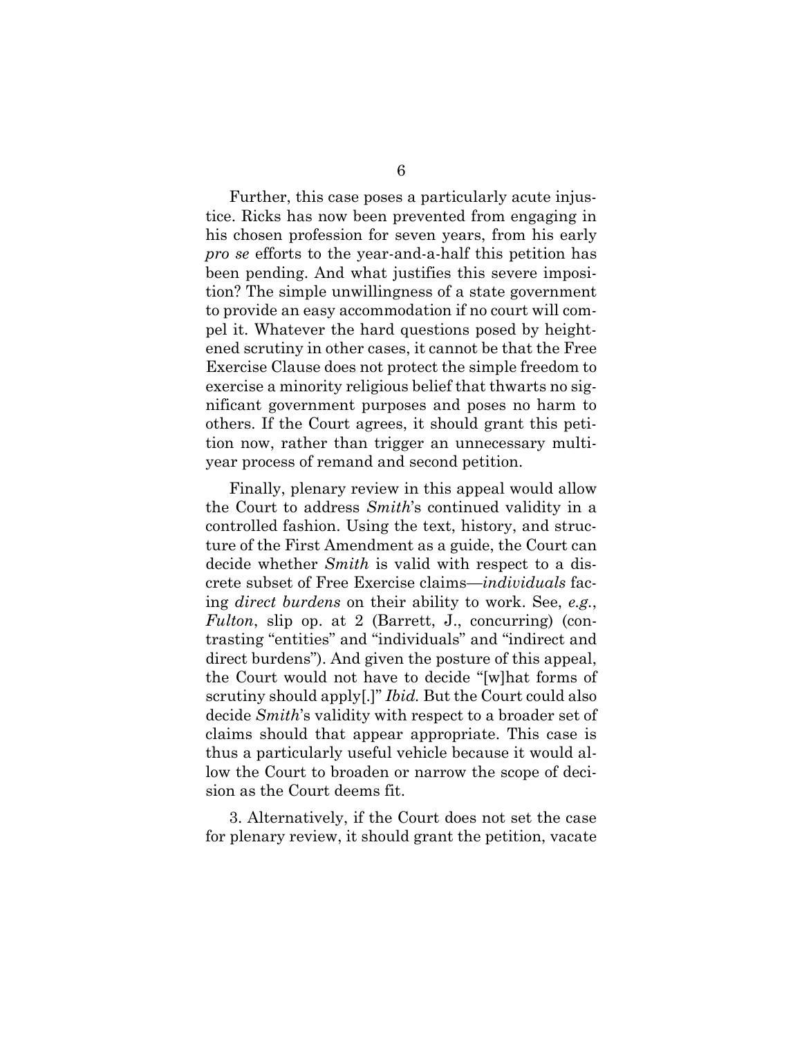Further, this case poses a particularly acute injustice. Ricks has now been prevented from engaging in his chosen profession for seven years, from his early *pro se* efforts to the year-and-a-half this petition has been pending. And what justifies this severe imposition? The simple unwillingness of a state government to provide an easy accommodation if no court will compel it. Whatever the hard questions posed by heightened scrutiny in other cases, it cannot be that the Free Exercise Clause does not protect the simple freedom to exercise a minority religious belief that thwarts no significant government purposes and poses no harm to others. If the Court agrees, it should grant this petition now, rather than trigger an unnecessary multiyear process of remand and second petition.

Finally, plenary review in this appeal would allow the Court to address *Smith*'s continued validity in a controlled fashion. Using the text, history, and structure of the First Amendment as a guide, the Court can decide whether *Smith* is valid with respect to a discrete subset of Free Exercise claims—*individuals* facing *direct burdens* on their ability to work. See, *e.g.*, *Fulton*, slip op. at 2 (Barrett, J., concurring) (contrasting "entities" and "individuals" and "indirect and direct burdens"). And given the posture of this appeal, the Court would not have to decide "[w]hat forms of scrutiny should apply[.]" *Ibid.* But the Court could also decide *Smith*'s validity with respect to a broader set of claims should that appear appropriate. This case is thus a particularly useful vehicle because it would allow the Court to broaden or narrow the scope of decision as the Court deems fit.

3. Alternatively, if the Court does not set the case for plenary review, it should grant the petition, vacate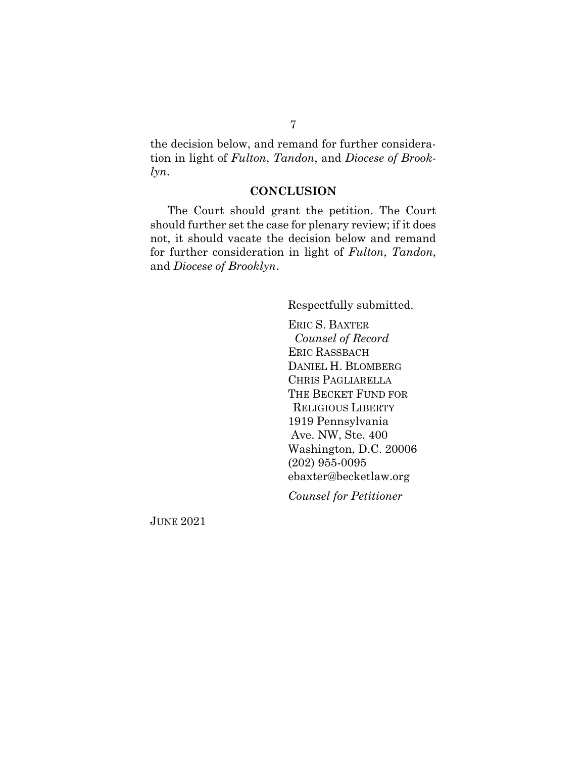the decision below, and remand for further consideration in light of *Fulton*, *Tandon*, and *Diocese of Brooklyn*.

## CONCLUSION

The Court should grant the petition. The Court should further set the case for plenary review; if it does not, it should vacate the decision below and remand for further consideration in light of *Fulton*, *Tandon*, and *Diocese of Brooklyn*.

Respectfully submitted.

ERIC S. BAXTER
*Counsel of Record*
ERIC RASSBACH
DANIEL H. BLOMBERG
CHRIS PAGLIARELLA
THE BECKET FUND FOR RELIGIOUS LIBERTY
1919 Pennsylvania Ave. NW, Ste. 400
Washington, D.C. 20006
(202) 955-0095
ebaxter@becketlaw.org

*Counsel for Petitioner*

JUNE 2021